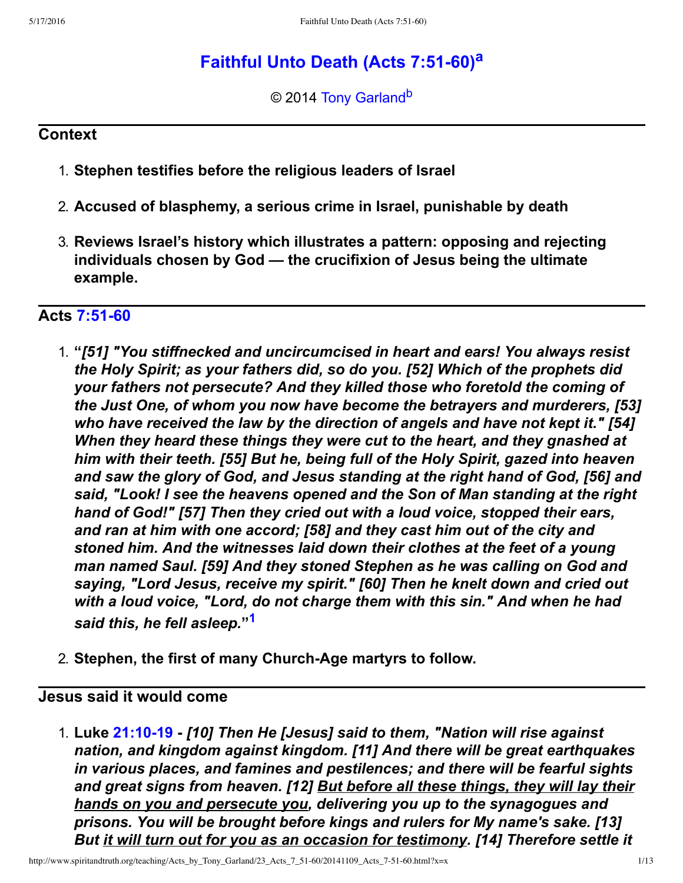# Faithful Unto Death (Acts 7:51-60)[a]

© 2014 Tony Garland[b]

## Context

1. **Stephen testifies before the religious leaders of Israel**
2. **Accused of blasphemy, a serious crime in Israel, punishable by death**
3. **Reviews Israel's history which illustrates a pattern: opposing and rejecting individuals chosen by God — the crucifixion of Jesus being the ultimate example.**

## Acts 7:51-60

1. **"*[51] "You stiffnecked and uncircumcised in heart and ears! You always resist the Holy Spirit; as your fathers did, so do you. [52] Which of the prophets did your fathers not persecute? And they killed those who foretold the coming of the Just One, of whom you now have become the betrayers and murderers, [53] who have received the law by the direction of angels and have not kept it." [54] When they heard these things they were cut to the heart, and they gnashed at him with their teeth. [55] But he, being full of the Holy Spirit, gazed into heaven and saw the glory of God, and Jesus standing at the right hand of God, [56] and said, "Look! I see the heavens opened and the Son of Man standing at the right hand of God!" [57] Then they cried out with a loud voice, stopped their ears, and ran at him with one accord; [58] and they cast him out of the city and stoned him. And the witnesses laid down their clothes at the feet of a young man named Saul. [59] And they stoned Stephen as he was calling on God and saying, "Lord Jesus, receive my spirit." [60] Then he knelt down and cried out with a loud voice, "Lord, do not charge them with this sin." And when he had said this, he fell asleep.*"**[1]
2. **Stephen, the first of many Church-Age martyrs to follow.**

## Jesus said it would come

1. **Luke 21:10-19 - *[10] Then He [Jesus] said to them, "Nation will rise against nation, and kingdom against kingdom. [11] And there will be great earthquakes in various places, and famines and pestilences; and there will be fearful sights and great signs from heaven. [12] <u>But before all these things, they will lay their hands on you and persecute you</u>, delivering you up to the synagogues and prisons. You will be brought before kings and rulers for My name's sake. [13] But <u>it will turn out for you as an occasion for testimony</u>. [14] Therefore settle it***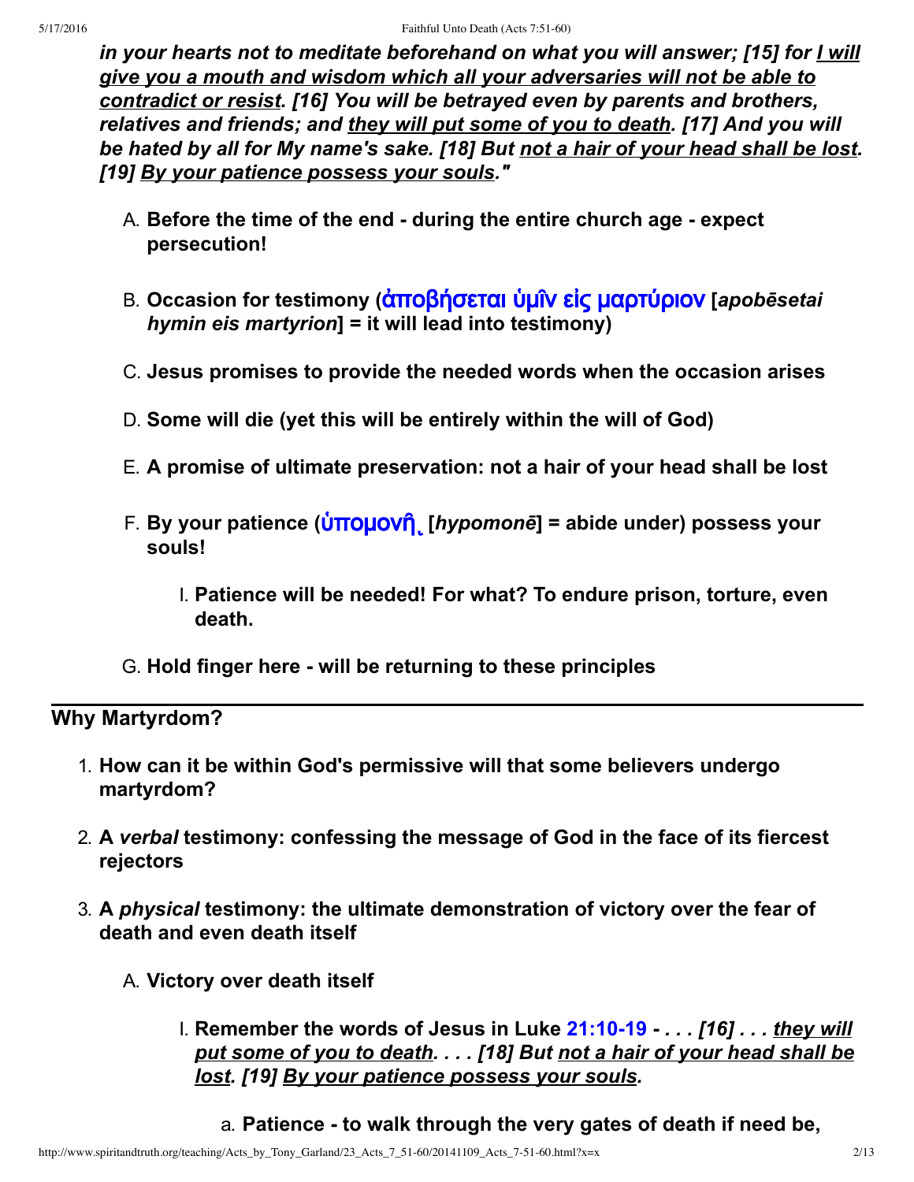***in your hearts not to meditate beforehand on what you will answer; [15] for <u>I will give you a mouth and wisdom which all your adversaries will not be able to contradict or resist</u>. [16] You will be betrayed even by parents and brothers, relatives and friends; and <u>they will put some of you to death</u>. [17] And you will be hated by all for My name's sake. [18] But <u>not a hair of your head shall be lost</u>. [19] <u>By your patience possess your souls</u>."***

A. **Before the time of the end - during the entire church age - expect persecution!**

B. **Occasion for testimony (ἀποβήσεται ὑμῖν εἰς μαρτύριον [*apobēsetai hymin eis martyrion*] = it will lead into testimony)**

C. **Jesus promises to provide the needed words when the occasion arises**

D. **Some will die (yet this will be entirely within the will of God)**

E. **A promise of ultimate preservation: not a hair of your head shall be lost**

F. **By your patience (ὑπομονῇ [*hypomonē*] = abide under) possess your souls!**

   I. **Patience will be needed! For what? To endure prison, torture, even death.**

G. **Hold finger here - will be returning to these principles**

---

## Why Martyrdom?

1. **How can it be within God's permissive will that some believers undergo martyrdom?**

2. **A *verbal* testimony: confessing the message of God in the face of its fiercest rejectors**

3. **A *physical* testimony: the ultimate demonstration of victory over the fear of death and even death itself**

   A. **Victory over death itself**

      I. **Remember the words of Jesus in Luke 21:10-19 - *. . . [16] . . . <u>they will put some of you to death</u>. . . . [18] But <u>not a hair of your head shall be lost</u>. [19] <u>By your patience possess your souls</u>.***

         a. **Patience - to walk through the very gates of death if need be,**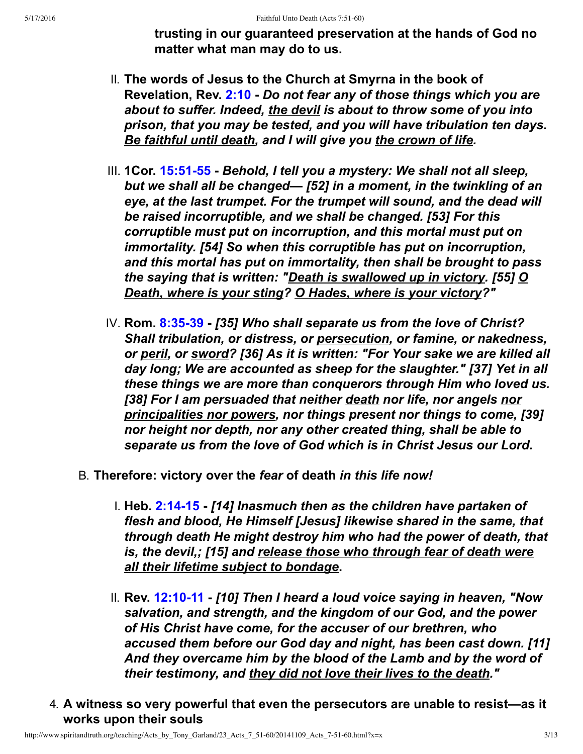**trusting in our guaranteed preservation at the hands of God no matter what man may do to us.**

II. **The words of Jesus to the Church at Smyrna in the book of Revelation, Rev. 2:10 -** ***Do not fear any of those things which you are about to suffer. Indeed, <u>the devil</u> is about to throw some of you into prison, that you may be tested, and you will have tribulation ten days. <u>Be faithful until death</u>, and I will give you <u>the crown of life</u>.***

III. **1Cor. 15:51-55 -** ***Behold, I tell you a mystery: We shall not all sleep, but we shall all be changed— [52] in a moment, in the twinkling of an eye, at the last trumpet. For the trumpet will sound, and the dead will be raised incorruptible, and we shall be changed. [53] For this corruptible must put on incorruption, and this mortal must put on immortality. [54] So when this corruptible has put on incorruption, and this mortal has put on immortality, then shall be brought to pass the saying that is written: "<u>Death is swallowed up in victory</u>. [55] <u>O Death, where is your sting</u>? <u>O Hades, where is your victory</u>?"***

IV. **Rom. 8:35-39 -** ***[35] Who shall separate us from the love of Christ? Shall tribulation, or distress, or <u>persecution</u>, or famine, or nakedness, or <u>peril</u>, or <u>sword</u>? [36] As it is written: "For Your sake we are killed all day long; We are accounted as sheep for the slaughter." [37] Yet in all these things we are more than conquerors through Him who loved us. [38] For I am persuaded that neither <u>death</u> nor life, nor angels <u>nor principalities nor powers</u>, nor things present nor things to come, [39] nor height nor depth, nor any other created thing, shall be able to separate us from the love of God which is in Christ Jesus our Lord.***

B. **Therefore: victory over the *fear* of death *in this life now!***

I. **Heb. 2:14-15 -** ***[14] Inasmuch then as the children have partaken of flesh and blood, He Himself [Jesus] likewise shared in the same, that through death He might destroy him who had the power of death, that is, the devil,; [15] and <u>release those who through fear of death were all their lifetime subject to bondage</u>.***

II. **Rev. 12:10-11 -** ***[10] Then I heard a loud voice saying in heaven, "Now salvation, and strength, and the kingdom of our God, and the power of His Christ have come, for the accuser of our brethren, who accused them before our God day and night, has been cast down. [11] And they overcame him by the blood of the Lamb and by the word of their testimony, and <u>they did not love their lives to the death</u>."***

4. **A witness so very powerful that even the persecutors are unable to resist—as it works upon their souls**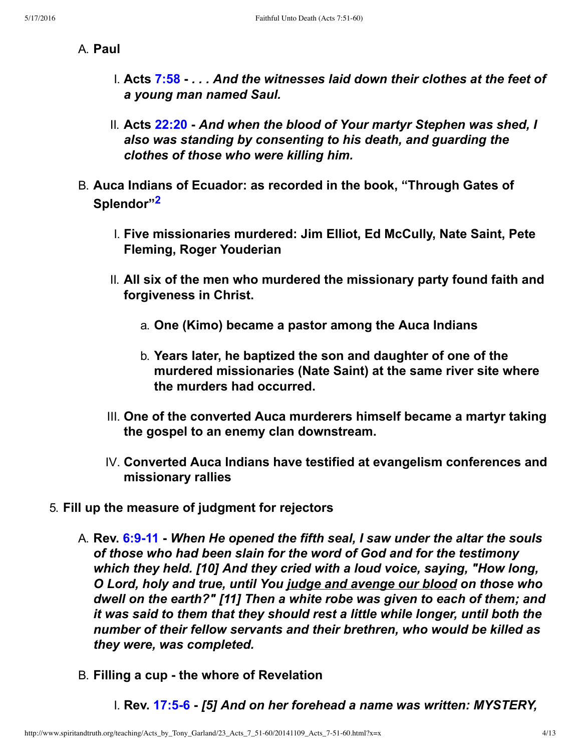A. **Paul**

   I. **Acts 7:58 -** ***. . . And the witnesses laid down their clothes at the feet of a young man named Saul.***

   II. **Acts 22:20 -** ***And when the blood of Your martyr Stephen was shed, I also was standing by consenting to his death, and guarding the clothes of those who were killing him.***

B. **Auca Indians of Ecuador: as recorded in the book, "Through Gates of Splendor"[2]**

   I. **Five missionaries murdered: Jim Elliot, Ed McCully, Nate Saint, Pete Fleming, Roger Youderian**

   II. **All six of the men who murdered the missionary party found faith and forgiveness in Christ.**

      a. **One (Kimo) became a pastor among the Auca Indians**

      b. **Years later, he baptized the son and daughter of one of the murdered missionaries (Nate Saint) at the same river site where the murders had occurred.**

   III. **One of the converted Auca murderers himself became a martyr taking the gospel to an enemy clan downstream.**

   IV. **Converted Auca Indians have testified at evangelism conferences and missionary rallies**

5. **Fill up the measure of judgment for rejectors**

   A. **Rev. 6:9-11 -** ***When He opened the fifth seal, I saw under the altar the souls of those who had been slain for the word of God and for the testimony which they held. [10] And they cried with a loud voice, saying, "How long, O Lord, holy and true, until You <u>judge and avenge our blood</u> on those who dwell on the earth?" [11] Then a white robe was given to each of them; and it was said to them that they should rest a little while longer, until both the number of their fellow servants and their brethren, who would be killed as they were, was completed.***

   B. **Filling a cup - the whore of Revelation**

      I. **Rev. 17:5-6 -** ***[5] And on her forehead a name was written: MYSTERY,***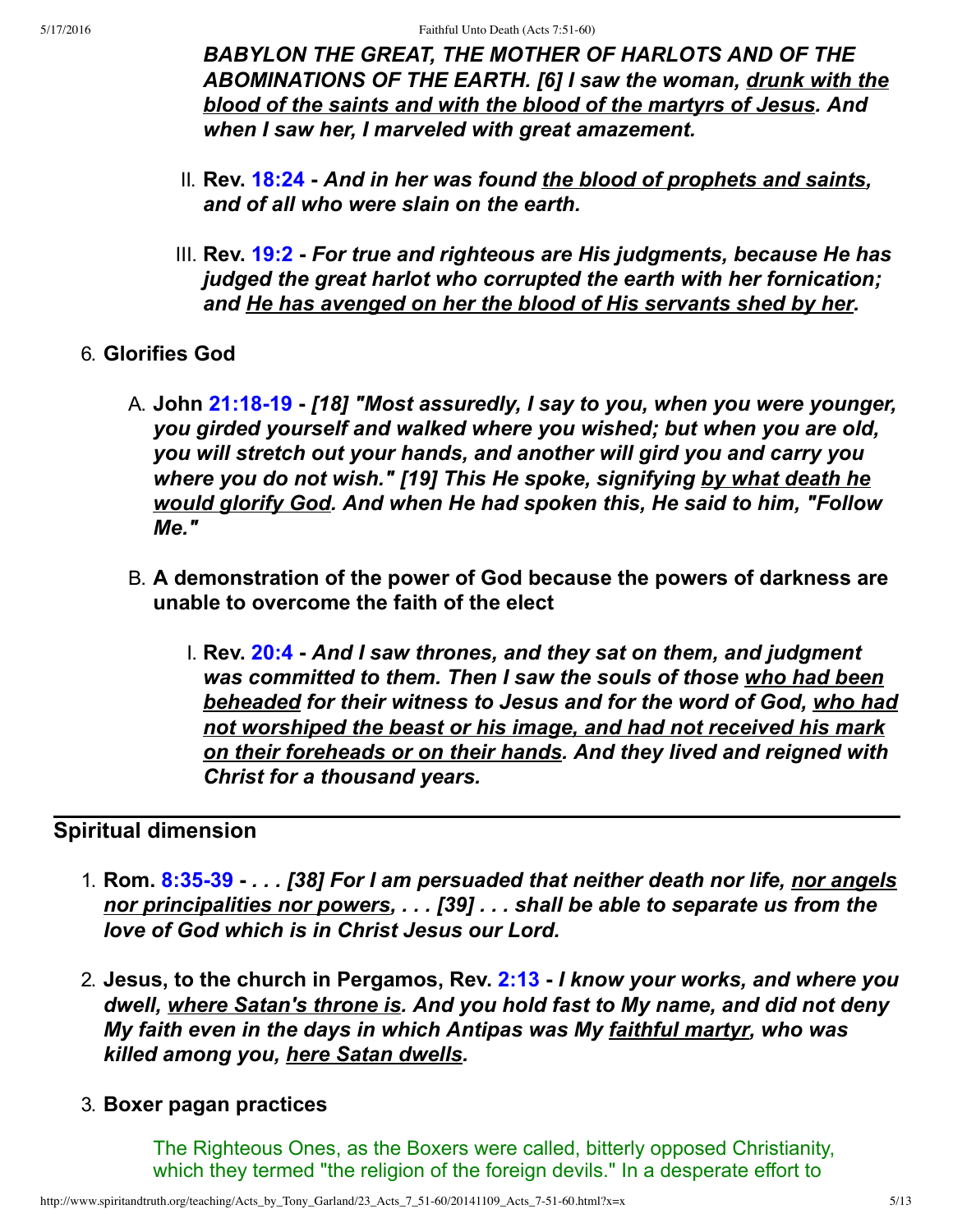***BABYLON THE GREAT, THE MOTHER OF HARLOTS AND OF THE ABOMINATIONS OF THE EARTH. [6] I saw the woman, <u>drunk with the blood of the saints and with the blood of the martyrs of Jesus</u>. And when I saw her, I marveled with great amazement.***

  II. **Rev. 18:24 -** ***And in her was found <u>the blood of prophets and saints</u>, and of all who were slain on the earth.***

  III. **Rev. 19:2 -** ***For true and righteous are His judgments, because He has judged the great harlot who corrupted the earth with her fornication; and <u>He has avenged on her the blood of His servants shed by her</u>.***

6. **Glorifies God**

   A. **John 21:18-19 -** ***[18] "Most assuredly, I say to you, when you were younger, you girded yourself and walked where you wished; but when you are old, you will stretch out your hands, and another will gird you and carry you where you do not wish." [19] This He spoke, signifying <u>by what death he would glorify God</u>. And when He had spoken this, He said to him, "Follow Me."***

   B. **A demonstration of the power of God because the powers of darkness are unable to overcome the faith of the elect**

      I. **Rev. 20:4 -** ***And I saw thrones, and they sat on them, and judgment was committed to them. Then I saw the souls of those <u>who had been beheaded</u> for their witness to Jesus and for the word of God, <u>who had not worshiped the beast or his image, and had not received his mark on their foreheads or on their hands</u>. And they lived and reigned with Christ for a thousand years.***

## Spiritual dimension

1. **Rom. 8:35-39 -** ***. . . [38] For I am persuaded that neither death nor life, <u>nor angels nor principalities nor powers</u>, . . . [39] . . . shall be able to separate us from the love of God which is in Christ Jesus our Lord.***

2. **Jesus, to the church in Pergamos, Rev. 2:13 -** ***I know your works, and where you dwell, <u>where Satan's throne is</u>. And you hold fast to My name, and did not deny My faith even in the days in which Antipas was My <u>faithful martyr</u>, who was killed among you, <u>here Satan dwells</u>.***

3. **Boxer pagan practices**

   The Righteous Ones, as the Boxers were called, bitterly opposed Christianity, which they termed "the religion of the foreign devils." In a desperate effort to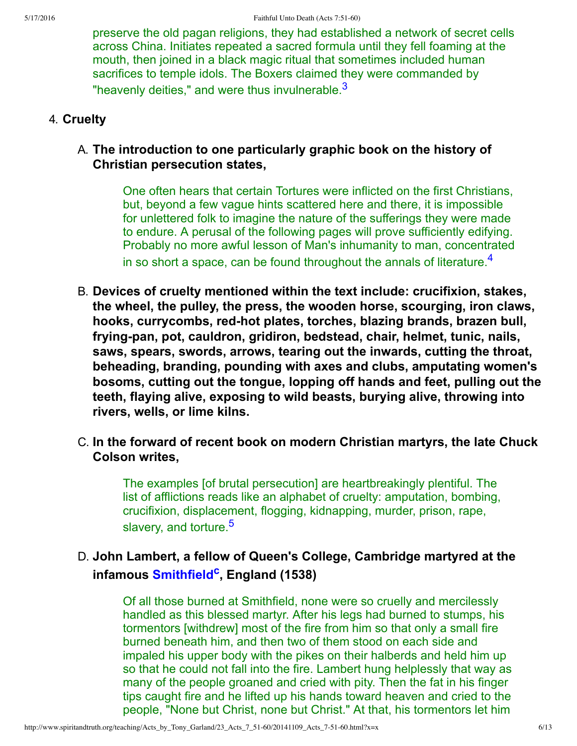preserve the old pagan religions, they had established a network of secret cells across China. Initiates repeated a sacred formula until they fell foaming at the mouth, then joined in a black magic ritual that sometimes included human sacrifices to temple idols. The Boxers claimed they were commanded by "heavenly deities," and were thus invulnerable.[3]

4. **Cruelty**

   A. **The introduction to one particularly graphic book on the history of Christian persecution states,**

   > One often hears that certain Tortures were inflicted on the first Christians, but, beyond a few vague hints scattered here and there, it is impossible for unlettered folk to imagine the nature of the sufferings they were made to endure. A perusal of the following pages will prove sufficiently edifying. Probably no more awful lesson of Man's inhumanity to man, concentrated in so short a space, can be found throughout the annals of literature.[4]

   B. **Devices of cruelty mentioned within the text include: crucifixion, stakes, the wheel, the pulley, the press, the wooden horse, scourging, iron claws, hooks, currycombs, red-hot plates, torches, blazing brands, brazen bull, frying-pan, pot, cauldron, gridiron, bedstead, chair, helmet, tunic, nails, saws, spears, swords, arrows, tearing out the inwards, cutting the throat, beheading, branding, pounding with axes and clubs, amputating women's bosoms, cutting out the tongue, lopping off hands and feet, pulling out the teeth, flaying alive, exposing to wild beasts, burying alive, throwing into rivers, wells, or lime kilns.**

   C. **In the forward of recent book on modern Christian martyrs, the late Chuck Colson writes,**

   > The examples [of brutal persecution] are heartbreakingly plentiful. The list of afflictions reads like an alphabet of cruelty: amputation, bombing, crucifixion, displacement, flogging, kidnapping, murder, prison, rape, slavery, and torture.[5]

   D. **John Lambert, a fellow of Queen's College, Cambridge martyred at the infamous Smithfield[c], England (1538)**

   > Of all those burned at Smithfield, none were so cruelly and mercilessly handled as this blessed martyr. After his legs had burned to stumps, his tormentors [withdrew] most of the fire from him so that only a small fire burned beneath him, and then two of them stood on each side and impaled his upper body with the pikes on their halberds and held him up so that he could not fall into the fire. Lambert hung helplessly that way as many of the people groaned and cried with pity. Then the fat in his finger tips caught fire and he lifted up his hands toward heaven and cried to the people, "None but Christ, none but Christ." At that, his tormentors let him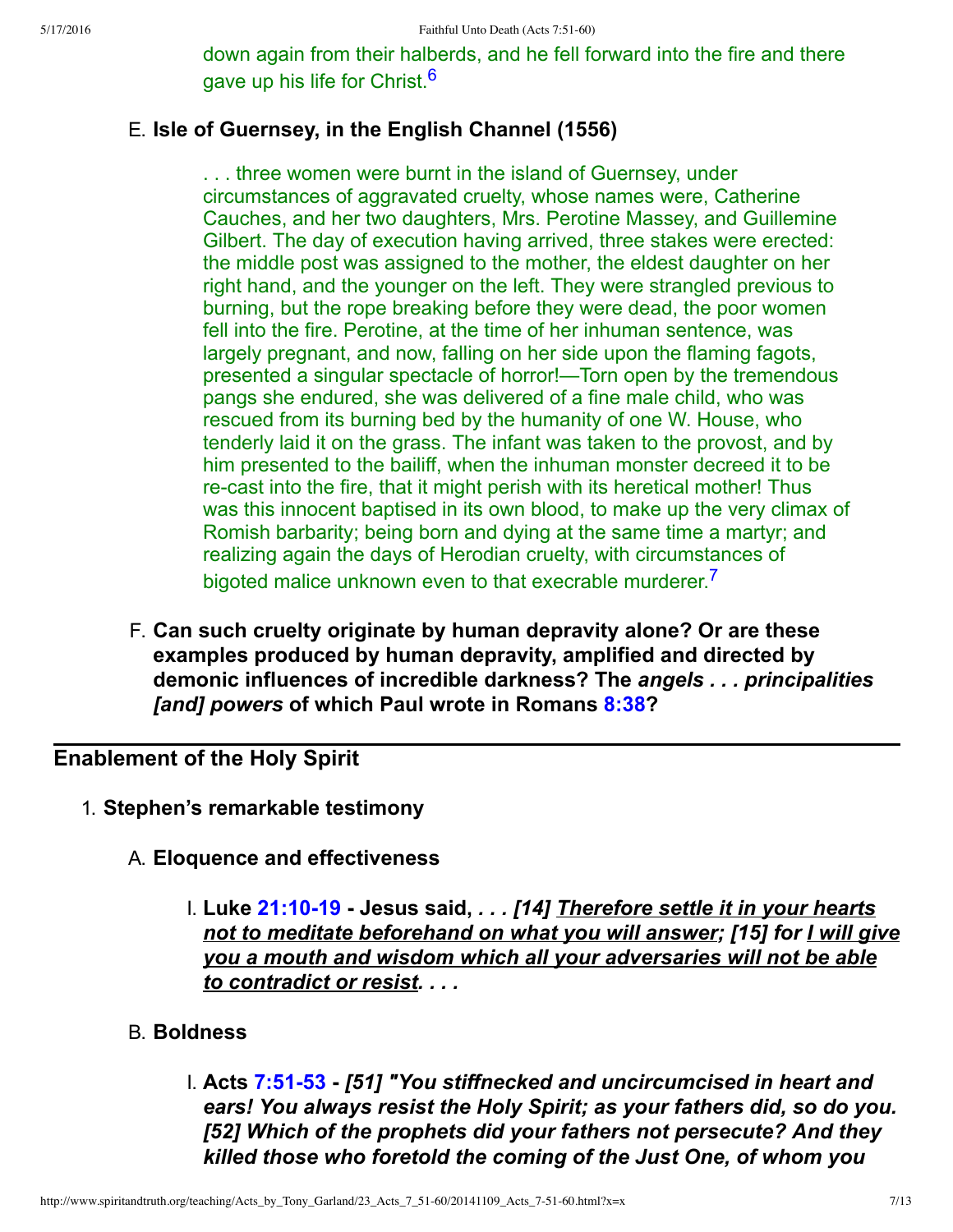down again from their halberds, and he fell forward into the fire and there gave up his life for Christ.[6]

E. **Isle of Guernsey, in the English Channel (1556)**

> . . . three women were burnt in the island of Guernsey, under circumstances of aggravated cruelty, whose names were, Catherine Cauches, and her two daughters, Mrs. Perotine Massey, and Guillemine Gilbert. The day of execution having arrived, three stakes were erected: the middle post was assigned to the mother, the eldest daughter on her right hand, and the younger on the left. They were strangled previous to burning, but the rope breaking before they were dead, the poor women fell into the fire. Perotine, at the time of her inhuman sentence, was largely pregnant, and now, falling on her side upon the flaming fagots, presented a singular spectacle of horror!—Torn open by the tremendous pangs she endured, she was delivered of a fine male child, who was rescued from its burning bed by the humanity of one W. House, who tenderly laid it on the grass. The infant was taken to the provost, and by him presented to the bailiff, when the inhuman monster decreed it to be re-cast into the fire, that it might perish with its heretical mother! Thus was this innocent baptised in its own blood, to make up the very climax of Romish barbarity; being born and dying at the same time a martyr; and realizing again the days of Herodian cruelty, with circumstances of bigoted malice unknown even to that execrable murderer.[7]

F. **Can such cruelty originate by human depravity alone? Or are these examples produced by human depravity, amplified and directed by demonic influences of incredible darkness? The *angels . . . principalities [and] powers* of which Paul wrote in Romans 8:38?**

---

## Enablement of the Holy Spirit

1. **Stephen's remarkable testimony**

   A. **Eloquence and effectiveness**

      I. **Luke 21:10-19 - Jesus said, *. . . [14] <u>Therefore settle it in your hearts not to meditate beforehand on what you will answer</u>; [15] for <u>I will give you a mouth and wisdom which all your adversaries will not be able to contradict or resist</u>. . . .***

   B. **Boldness**

      I. **Acts 7:51-53 - *[51] "You stiffnecked and uncircumcised in heart and ears! You always resist the Holy Spirit; as your fathers did, so do you. [52] Which of the prophets did your fathers not persecute? And they killed those who foretold the coming of the Just One, of whom you***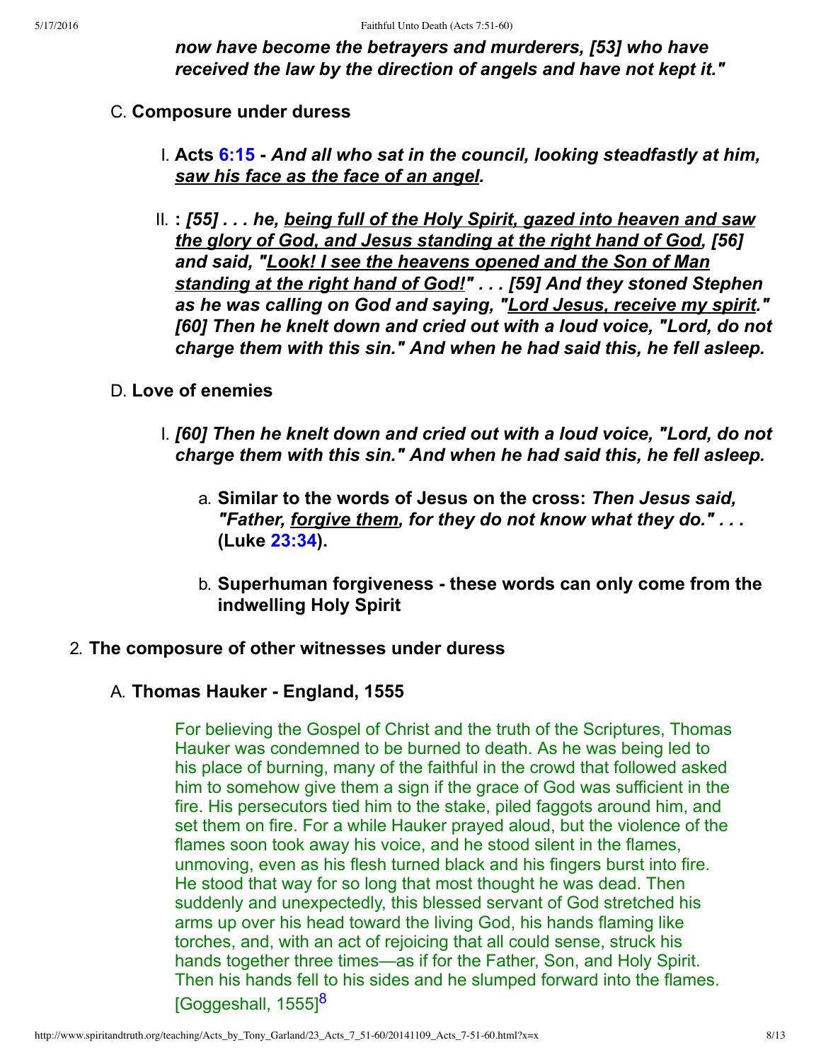***now have become the betrayers and murderers, [53] who have received the law by the direction of angels and have not kept it."***

C. **Composure under duress**

   I. **Acts 6:15 -** ***And all who sat in the council, looking steadfastly at him, saw his face as the face of an angel.***

   II. **:** ***[55] . . . he, being full of the Holy Spirit, gazed into heaven and saw the glory of God, and Jesus standing at the right hand of God, [56] and said, "Look! I see the heavens opened and the Son of Man standing at the right hand of God!" . . . [59] And they stoned Stephen as he was calling on God and saying, "Lord Jesus, receive my spirit." [60] Then he knelt down and cried out with a loud voice, "Lord, do not charge them with this sin." And when he had said this, he fell asleep.***

D. **Love of enemies**

   I. ***[60] Then he knelt down and cried out with a loud voice, "Lord, do not charge them with this sin." And when he had said this, he fell asleep.***

      a. **Similar to the words of Jesus on the cross:** ***Then Jesus said, "Father, forgive them, for they do not know what they do." . . .*** **(Luke 23:34).**

      b. **Superhuman forgiveness - these words can only come from the indwelling Holy Spirit**

2. **The composure of other witnesses under duress**

   A. **Thomas Hauker - England, 1555**

   For believing the Gospel of Christ and the truth of the Scriptures, Thomas Hauker was condemned to be burned to death. As he was being led to his place of burning, many of the faithful in the crowd that followed asked him to somehow give them a sign if the grace of God was sufficient in the fire. His persecutors tied him to the stake, piled faggots around him, and set them on fire. For a while Hauker prayed aloud, but the violence of the flames soon took away his voice, and he stood silent in the flames, unmoving, even as his flesh turned black and his fingers burst into fire. He stood that way for so long that most thought he was dead. Then suddenly and unexpectedly, this blessed servant of God stretched his arms up over his head toward the living God, his hands flaming like torches, and, with an act of rejoicing that all could sense, struck his hands together three times—as if for the Father, Son, and Holy Spirit. Then his hands fell to his sides and he slumped forward into the flames. [Goggeshall, 1555][8]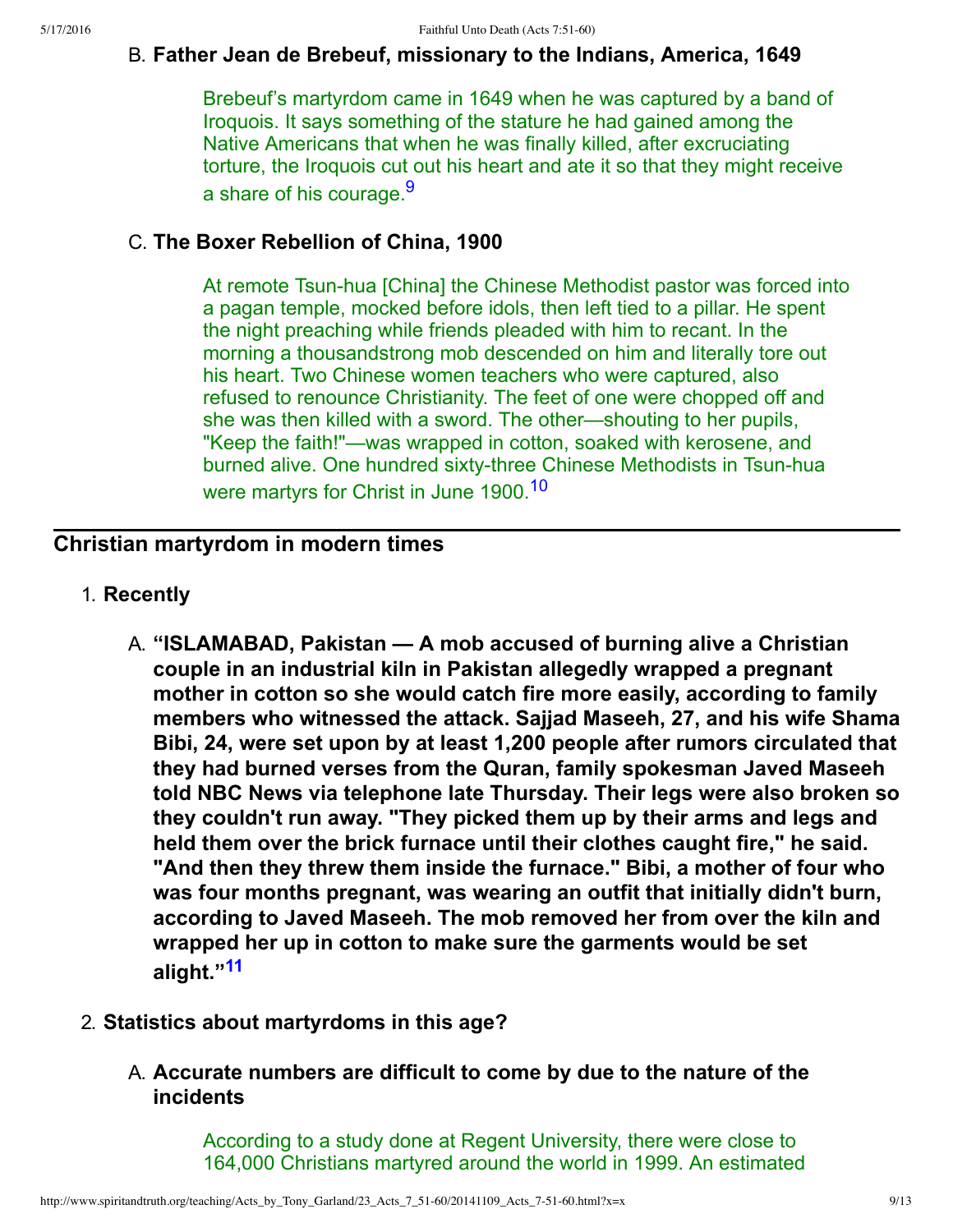B. **Father Jean de Brebeuf, missionary to the Indians, America, 1649**

> Brebeuf's martyrdom came in 1649 when he was captured by a band of Iroquois. It says something of the stature he had gained among the Native Americans that when he was finally killed, after excruciating torture, the Iroquois cut out his heart and ate it so that they might receive a share of his courage.[9]

C. **The Boxer Rebellion of China, 1900**

> At remote Tsun-hua [China] the Chinese Methodist pastor was forced into a pagan temple, mocked before idols, then left tied to a pillar. He spent the night preaching while friends pleaded with him to recant. In the morning a thousandstrong mob descended on him and literally tore out his heart. Two Chinese women teachers who were captured, also refused to renounce Christianity. The feet of one were chopped off and she was then killed with a sword. The other—shouting to her pupils, "Keep the faith!"—was wrapped in cotton, soaked with kerosene, and burned alive. One hundred sixty-three Chinese Methodists in Tsun-hua were martyrs for Christ in June 1900.[10]

---

## Christian martyrdom in modern times

1. **Recently**

   A. **"ISLAMABAD, Pakistan — A mob accused of burning alive a Christian couple in an industrial kiln in Pakistan allegedly wrapped a pregnant mother in cotton so she would catch fire more easily, according to family members who witnessed the attack. Sajjad Maseeh, 27, and his wife Shama Bibi, 24, were set upon by at least 1,200 people after rumors circulated that they had burned verses from the Quran, family spokesman Javed Maseeh told NBC News via telephone late Thursday. Their legs were also broken so they couldn't run away. "They picked them up by their arms and legs and held them over the brick furnace until their clothes caught fire," he said. "And then they threw them inside the furnace." Bibi, a mother of four who was four months pregnant, was wearing an outfit that initially didn't burn, according to Javed Maseeh. The mob removed her from over the kiln and wrapped her up in cotton to make sure the garments would be set alight."[11]**

2. **Statistics about martyrdoms in this age?**

   A. **Accurate numbers are difficult to come by due to the nature of the incidents**

   > According to a study done at Regent University, there were close to 164,000 Christians martyred around the world in 1999. An estimated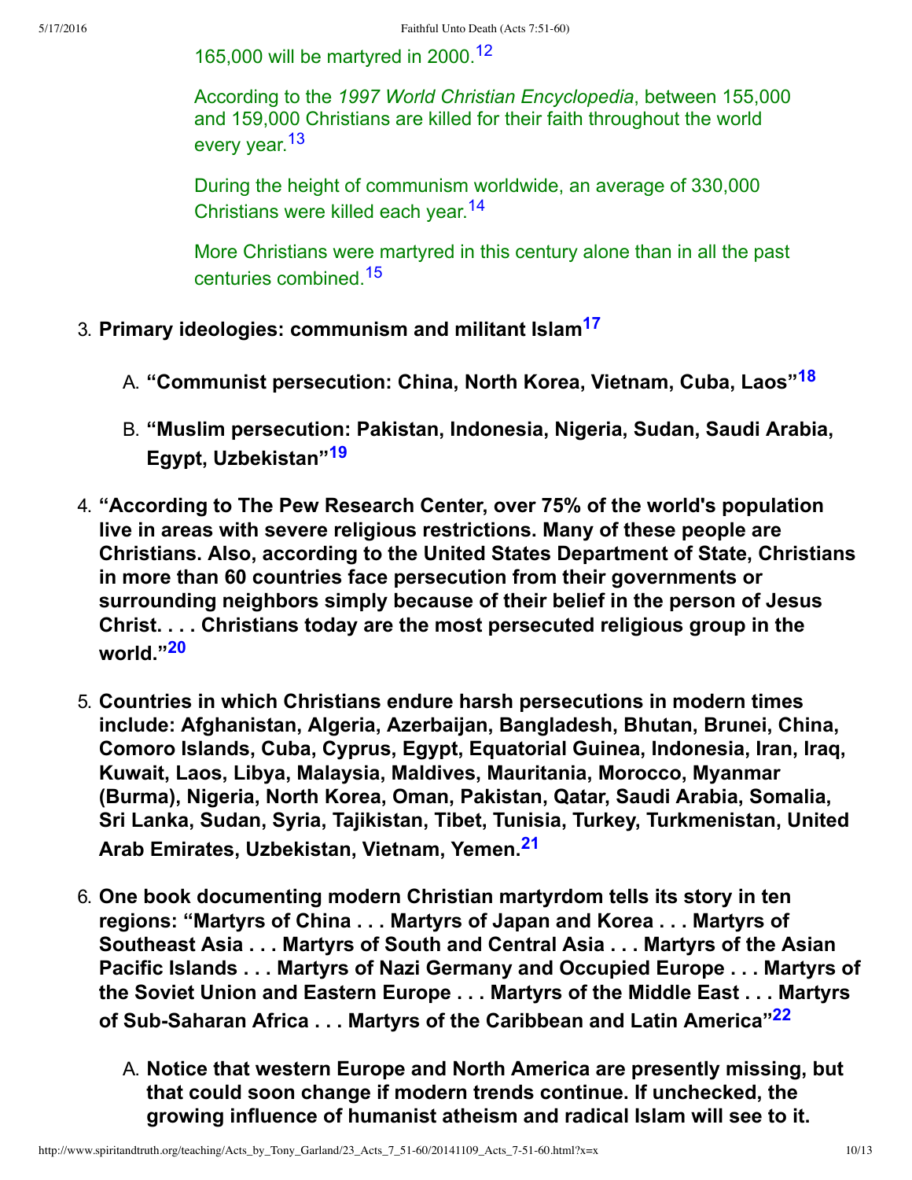165,000 will be martyred in 2000.[12]

According to the *1997 World Christian Encyclopedia*, between 155,000 and 159,000 Christians are killed for their faith throughout the world every year.[13]

During the height of communism worldwide, an average of 330,000 Christians were killed each year.[14]

More Christians were martyred in this century alone than in all the past centuries combined.[15]

3. **Primary ideologies: communism and militant Islam[17]**
   - A. **"Communist persecution: China, North Korea, Vietnam, Cuba, Laos"[18]**
   - B. **"Muslim persecution: Pakistan, Indonesia, Nigeria, Sudan, Saudi Arabia, Egypt, Uzbekistan"[19]**
4. **"According to The Pew Research Center, over 75% of the world's population live in areas with severe religious restrictions. Many of these people are Christians. Also, according to the United States Department of State, Christians in more than 60 countries face persecution from their governments or surrounding neighbors simply because of their belief in the person of Jesus Christ. . . . Christians today are the most persecuted religious group in the world."[20]**
5. **Countries in which Christians endure harsh persecutions in modern times include: Afghanistan, Algeria, Azerbaijan, Bangladesh, Bhutan, Brunei, China, Comoro Islands, Cuba, Cyprus, Egypt, Equatorial Guinea, Indonesia, Iran, Iraq, Kuwait, Laos, Libya, Malaysia, Maldives, Mauritania, Morocco, Myanmar (Burma), Nigeria, North Korea, Oman, Pakistan, Qatar, Saudi Arabia, Somalia, Sri Lanka, Sudan, Syria, Tajikistan, Tibet, Tunisia, Turkey, Turkmenistan, United Arab Emirates, Uzbekistan, Vietnam, Yemen.[21]**
6. **One book documenting modern Christian martyrdom tells its story in ten regions: "Martyrs of China . . . Martyrs of Japan and Korea . . . Martyrs of Southeast Asia . . . Martyrs of South and Central Asia . . . Martyrs of the Asian Pacific Islands . . . Martyrs of Nazi Germany and Occupied Europe . . . Martyrs of the Soviet Union and Eastern Europe . . . Martyrs of the Middle East . . . Martyrs of Sub-Saharan Africa . . . Martyrs of the Caribbean and Latin America"[22]**
   - A. **Notice that western Europe and North America are presently missing, but that could soon change if modern trends continue. If unchecked, the growing influence of humanist atheism and radical Islam will see to it.**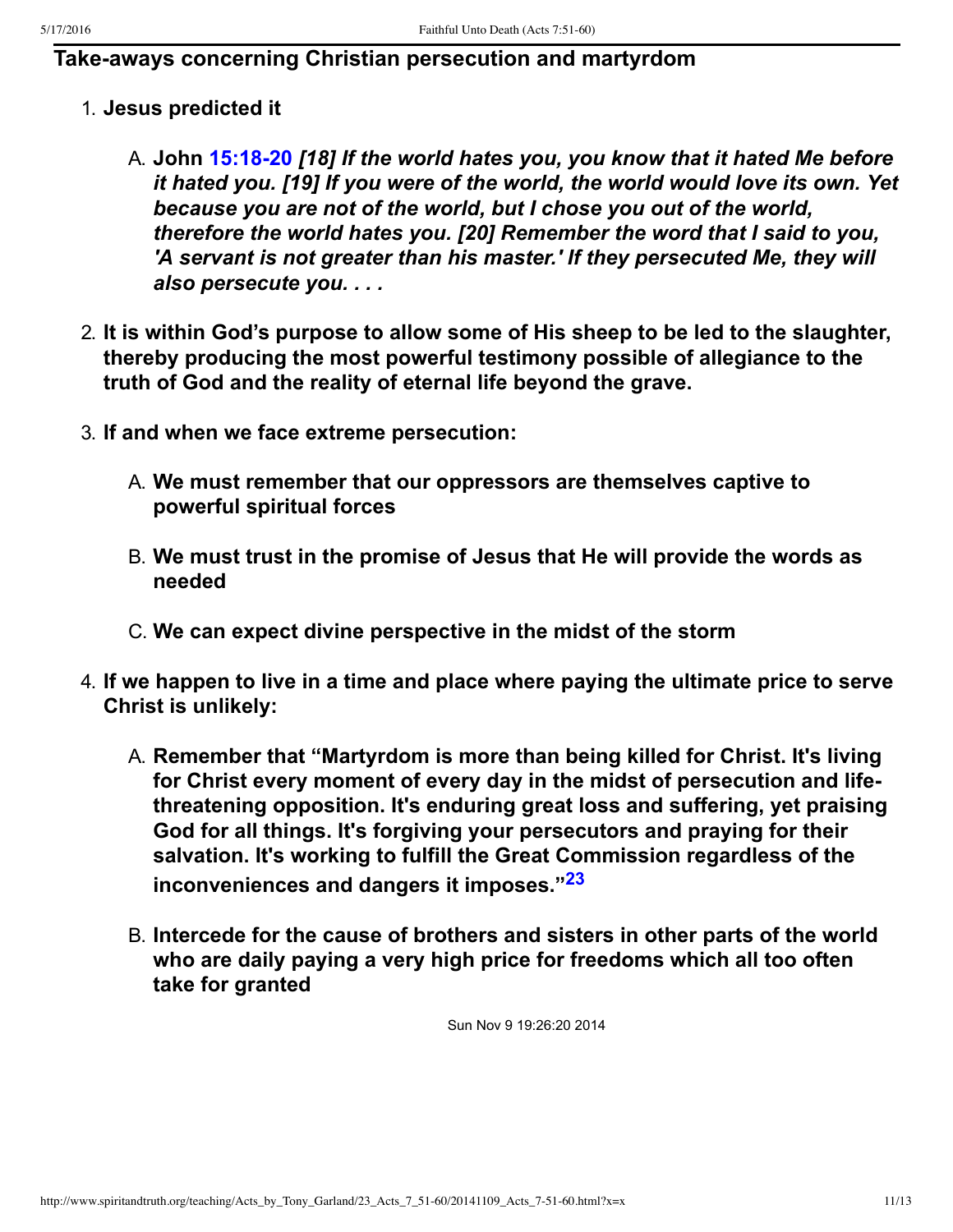## Take-aways concerning Christian persecution and martyrdom

1. **Jesus predicted it**

   A. **John 15:18-20** ***[18] If the world hates you, you know that it hated Me before it hated you. [19] If you were of the world, the world would love its own. Yet because you are not of the world, but I chose you out of the world, therefore the world hates you. [20] Remember the word that I said to you, 'A servant is not greater than his master.' If they persecuted Me, they will also persecute you. . . .***

2. **It is within God's purpose to allow some of His sheep to be led to the slaughter, thereby producing the most powerful testimony possible of allegiance to the truth of God and the reality of eternal life beyond the grave.**

3. **If and when we face extreme persecution:**

   A. **We must remember that our oppressors are themselves captive to powerful spiritual forces**

   B. **We must trust in the promise of Jesus that He will provide the words as needed**

   C. **We can expect divine perspective in the midst of the storm**

4. **If we happen to live in a time and place where paying the ultimate price to serve Christ is unlikely:**

   A. **Remember that "Martyrdom is more than being killed for Christ. It's living for Christ every moment of every day in the midst of persecution and life-threatening opposition. It's enduring great loss and suffering, yet praising God for all things. It's forgiving your persecutors and praying for their salvation. It's working to fulfill the Great Commission regardless of the inconveniences and dangers it imposes."[23]**

   B. **Intercede for the cause of brothers and sisters in other parts of the world who are daily paying a very high price for freedoms which all too often take for granted**

Sun Nov 9 19:26:20 2014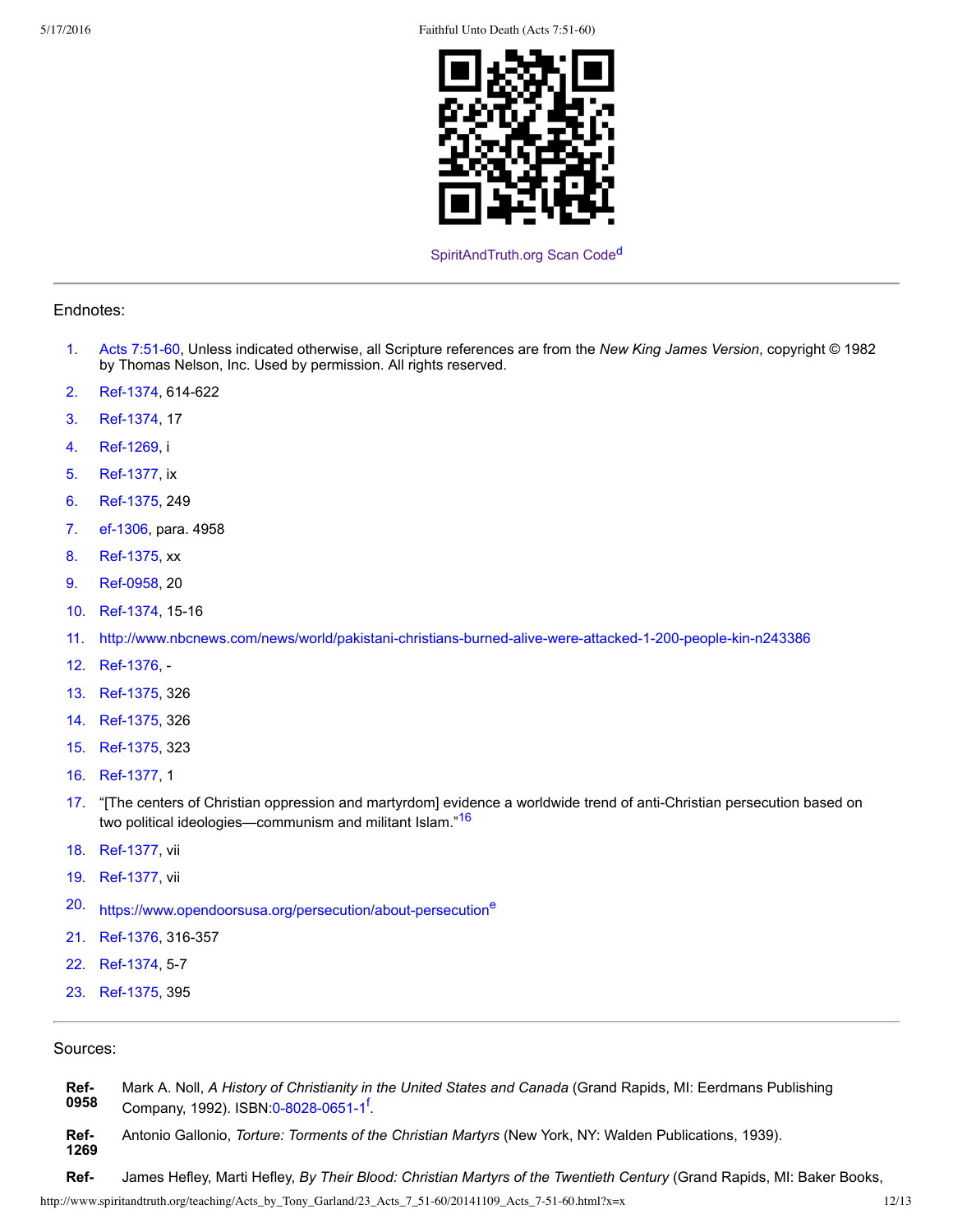SpiritAndTruth.org Scan Code[d]

---

Endnotes:

1. Acts 7:51-60, Unless indicated otherwise, all Scripture references are from the *New King James Version*, copyright © 1982 by Thomas Nelson, Inc. Used by permission. All rights reserved.
2. Ref-1374, 614-622
3. Ref-1374, 17
4. Ref-1269, i
5. Ref-1377, ix
6. Ref-1375, 249
7. ef-1306, para. 4958
8. Ref-1375, xx
9. Ref-0958, 20
10. Ref-1374, 15-16
11. http://www.nbcnews.com/news/world/pakistani-christians-burned-alive-were-attacked-1-200-people-kin-n243386
12. Ref-1376, -
13. Ref-1375, 326
14. Ref-1375, 326
15. Ref-1375, 323
16. Ref-1377, 1
17. "[The centers of Christian oppression and martyrdom] evidence a worldwide trend of anti-Christian persecution based on two political ideologies—communism and militant Islam."[16]
18. Ref-1377, vii
19. Ref-1377, vii
20. https://www.opendoorsusa.org/persecution/about-persecution[e]
21. Ref-1376, 316-357
22. Ref-1374, 5-7
23. Ref-1375, 395

---

Sources:

**Ref-0958** Mark A. Noll, *A History of Christianity in the United States and Canada* (Grand Rapids, MI: Eerdmans Publishing Company, 1992). ISBN:0-8028-0651-1[f].

**Ref-1269** Antonio Gallonio, *Torture: Torments of the Christian Martyrs* (New York, NY: Walden Publications, 1939).

**Ref-** James Hefley, Marti Hefley, *By Their Blood: Christian Martyrs of the Twentieth Century* (Grand Rapids, MI: Baker Books,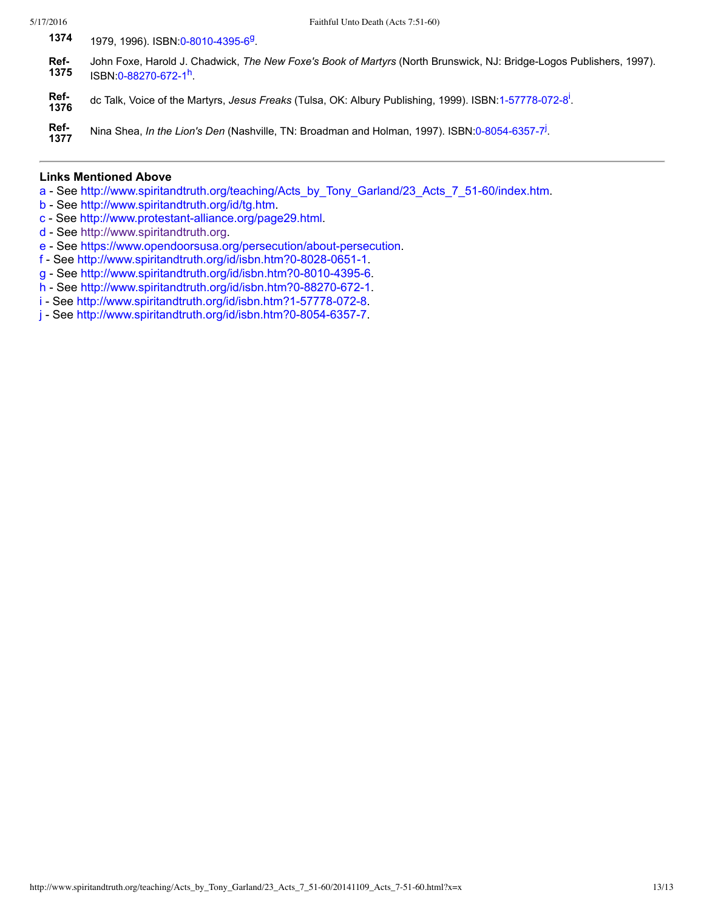**1374** 1979, 1996). ISBN:0-8010-4395-6[g].

**Ref-1375** John Foxe, Harold J. Chadwick, *The New Foxe's Book of Martyrs* (North Brunswick, NJ: Bridge-Logos Publishers, 1997). ISBN:0-88270-672-1[h].

**Ref-1376** dc Talk, Voice of the Martyrs, *Jesus Freaks* (Tulsa, OK: Albury Publishing, 1999). ISBN:1-57778-072-8[i].

**Ref-1377** Nina Shea, *In the Lion's Den* (Nashville, TN: Broadman and Holman, 1997). ISBN:0-8054-6357-7[j].

---

### Links Mentioned Above

a - See http://www.spiritandtruth.org/teaching/Acts_by_Tony_Garland/23_Acts_7_51-60/index.htm.
b - See http://www.spiritandtruth.org/id/tg.htm.
c - See http://www.protestant-alliance.org/page29.html.
d - See http://www.spiritandtruth.org.
e - See https://www.opendoorsusa.org/persecution/about-persecution.
f - See http://www.spiritandtruth.org/id/isbn.htm?0-8028-0651-1.
g - See http://www.spiritandtruth.org/id/isbn.htm?0-8010-4395-6.
h - See http://www.spiritandtruth.org/id/isbn.htm?0-88270-672-1.
i - See http://www.spiritandtruth.org/id/isbn.htm?1-57778-072-8.
j - See http://www.spiritandtruth.org/id/isbn.htm?0-8054-6357-7.